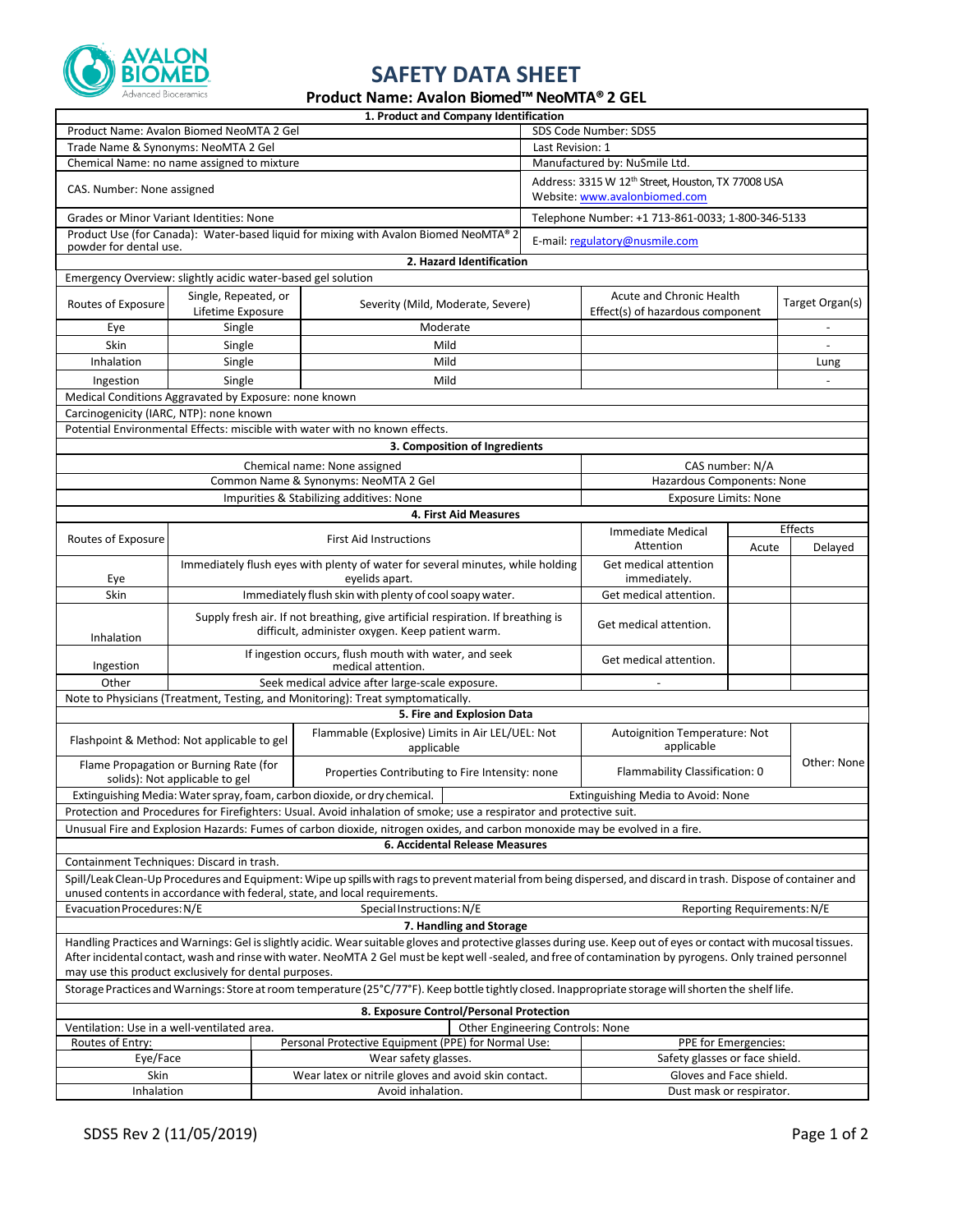# SAFETY DATA SHEET

**Product Name: Avalon Biomed™ NeoMTA® 2 GEL**

## 1. Product and Company Identification

| | |
|---|---|
| Product Name: Avalon Biomed NeoMTA 2 Gel | SDS Code Number: SDS5 |
| Trade Name & Synonyms: NeoMTA 2 Gel | Last Revision: 1 |
| Chemical Name: no name assigned to mixture | Manufactured by: NuSmile Ltd. |
| CAS. Number: None assigned | Address: 3315 W 12th Street, Houston, TX 77008 USA<br>Website: www.avalonbiomed.com |
| Grades or Minor Variant Identities: None | Telephone Number: +1 713-861-0033; 1-800-346-5133 |
| Product Use (for Canada): Water-based liquid for mixing with Avalon Biomed NeoMTA® 2 powder for dental use. | E-mail: regulatory@nusmile.com |

## 2. Hazard Identification

Emergency Overview: slightly acidic water-based gel solution

| Routes of Exposure | Single, Repeated, or Lifetime Exposure | Severity (Mild, Moderate, Severe) | Acute and Chronic Health Effect(s) of hazardous component | Target Organ(s) |
|---|---|---|---|---|
| Eye | Single | Moderate | | - |
| Skin | Single | Mild | | - |
| Inhalation | Single | Mild | | Lung |
| Ingestion | Single | Mild | | - |

Medical Conditions Aggravated by Exposure: none known

Carcinogenicity (IARC, NTP): none known

Potential Environmental Effects: miscible with water with no known effects.

## 3. Composition of Ingredients

| | |
|---|---|
| Chemical name: None assigned | CAS number: N/A |
| Common Name & Synonyms: NeoMTA 2 Gel | Hazardous Components: None |
| Impurities & Stabilizing additives: None | Exposure Limits: None |

## 4. First Aid Measures

| Routes of Exposure | First Aid Instructions | Immediate Medical Attention | Effects | |
|---|---|---|---|---|
| | | | Acute | Delayed |
| Eye | Immediately flush eyes with plenty of water for several minutes, while holding eyelids apart. | Get medical attention immediately. | | |
| Skin | Immediately flush skin with plenty of cool soapy water. | Get medical attention. | | |
| Inhalation | Supply fresh air. If not breathing, give artificial respiration. If breathing is difficult, administer oxygen. Keep patient warm. | Get medical attention. | | |
| Ingestion | If ingestion occurs, flush mouth with water, and seek medical attention. | Get medical attention. | | |
| Other | Seek medical advice after large-scale exposure. | - | | |

Note to Physicians (Treatment, Testing, and Monitoring): Treat symptomatically.

## 5. Fire and Explosion Data

| | | | |
|---|---|---|---|
| Flashpoint & Method: Not applicable to gel | Flammable (Explosive) Limits in Air LEL/UEL: Not applicable | Autoignition Temperature: Not applicable | Other: None |
| Flame Propagation or Burning Rate (for solids): Not applicable to gel | Properties Contributing to Fire Intensity: none | Flammability Classification: 0 | |

Extinguishing Media: Water spray, foam, carbon dioxide, or dry chemical. | Extinguishing Media to Avoid: None

Protection and Procedures for Firefighters: Usual. Avoid inhalation of smoke; use a respirator and protective suit.

Unusual Fire and Explosion Hazards: Fumes of carbon dioxide, nitrogen oxides, and carbon monoxide may be evolved in a fire.

## 6. Accidental Release Measures

Containment Techniques: Discard in trash.

Spill/Leak Clean-Up Procedures and Equipment: Wipe up spills with rags to prevent material from being dispersed, and discard in trash. Dispose of container and unused contents in accordance with federal, state, and local requirements.

Evacuation Procedures: N/E | Special Instructions: N/E | Reporting Requirements: N/E

## 7. Handling and Storage

Handling Practices and Warnings: Gel is slightly acidic. Wear suitable gloves and protective glasses during use. Keep out of eyes or contact with mucosal tissues. After incidental contact, wash and rinse with water. NeoMTA 2 Gel must be kept well-sealed, and free of contamination by pyrogens. Only trained personnel may use this product exclusively for dental purposes.

Storage Practices and Warnings: Store at room temperature (25°C/77°F). Keep bottle tightly closed. Inappropriate storage will shorten the shelf life.

## 8. Exposure Control/Personal Protection

Ventilation: Use in a well-ventilated area. | Other Engineering Controls: None

| Routes of Entry: | Personal Protective Equipment (PPE) for Normal Use: | PPE for Emergencies: |
|---|---|---|
| Eye/Face | Wear safety glasses. | Safety glasses or face shield. |
| Skin | Wear latex or nitrile gloves and avoid skin contact. | Gloves and Face shield. |
| Inhalation | Avoid inhalation. | Dust mask or respirator. |

SDS5 Rev 2 (11/05/2019)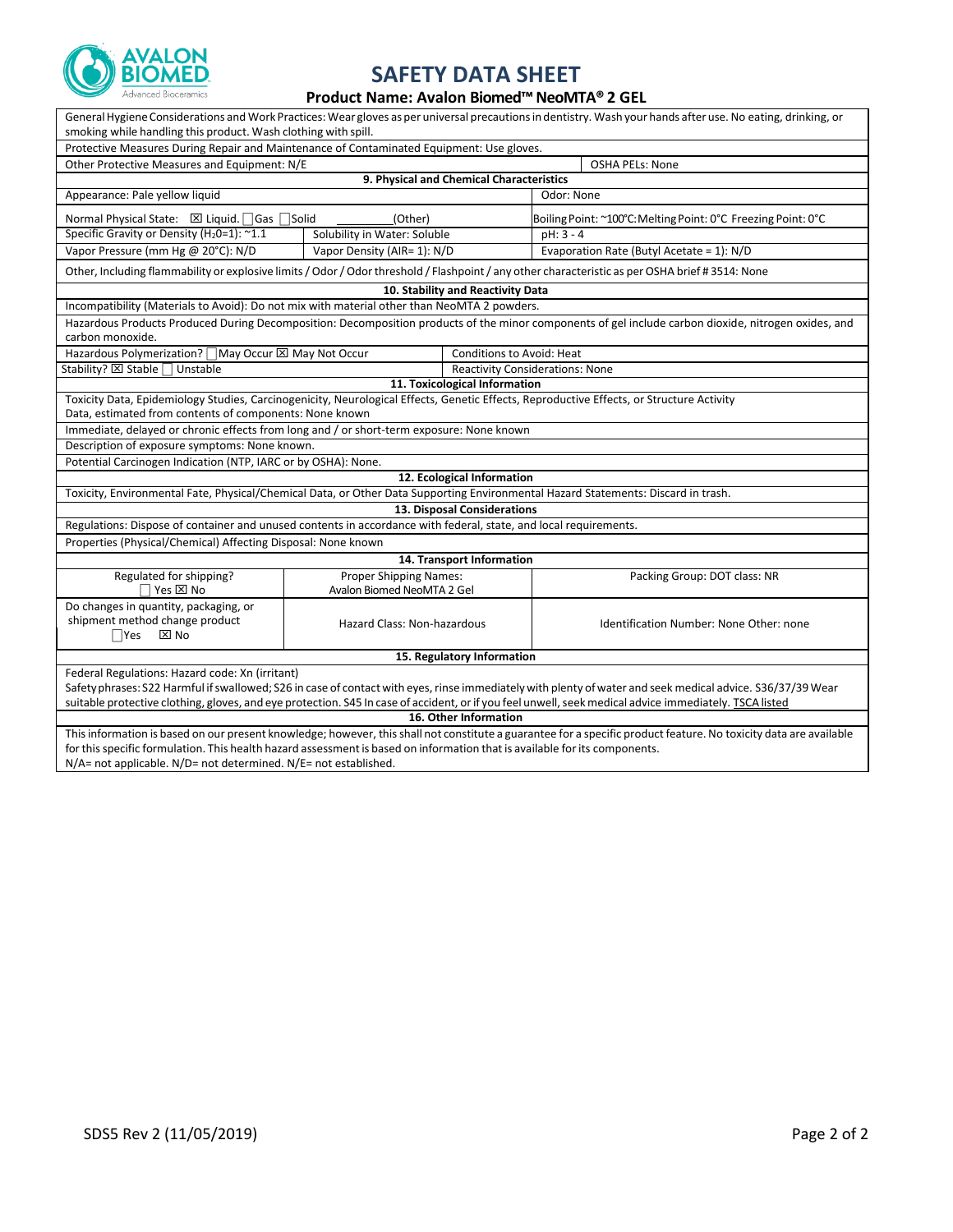# SAFETY DATA SHEET

**Product Name: Avalon Biomed™ NeoMTA® 2 GEL**

| | | |
|---|---|---|
| General Hygiene Considerations and Work Practices: Wear gloves as per universal precautions in dentistry. Wash your hands after use. No eating, drinking, or smoking while handling this product. Wash clothing with spill. | | |
| Protective Measures During Repair and Maintenance of Contaminated Equipment: Use gloves. | | |
| Other Protective Measures and Equipment: N/E | | OSHA PELs: None |

## 9. Physical and Chemical Characteristics

| | | |
|---|---|---|
| Appearance: Pale yellow liquid | | Odor: None |
| Normal Physical State: ☒ Liquid. ☐ Gas ☐ Solid ________ (Other) | | Boiling Point: ~100°C: Melting Point: 0°C Freezing Point: 0°C |
| Specific Gravity or Density ($H_2O$=1): ~1.1 | Solubility in Water: Soluble | pH: 3 - 4 |
| Vapor Pressure (mm Hg @ 20°C): N/D | Vapor Density (AIR= 1): N/D | Evaporation Rate (Butyl Acetate = 1): N/D |
| Other, Including flammability or explosive limits / Odor / Odor threshold / Flashpoint / any other characteristic as per OSHA brief # 3514: None | | |

## 10. Stability and Reactivity Data

| | |
|---|---|
| Incompatibility (Materials to Avoid): Do not mix with material other than NeoMTA 2 powders. | |
| Hazardous Products Produced During Decomposition: Decomposition products of the minor components of gel include carbon dioxide, nitrogen oxides, and carbon monoxide. | |
| Hazardous Polymerization? ☐ May Occur ☒ May Not Occur | Conditions to Avoid: Heat |
| Stability? ☒ Stable ☐ Unstable | Reactivity Considerations: None |

## 11. Toxicological Information

Toxicity Data, Epidemiology Studies, Carcinogenicity, Neurological Effects, Genetic Effects, Reproductive Effects, or Structure Activity Data, estimated from contents of components: None known

Immediate, delayed or chronic effects from long and / or short-term exposure: None known

Description of exposure symptoms: None known.

Potential Carcinogen Indication (NTP, IARC or by OSHA): None.

## 12. Ecological Information

Toxicity, Environmental Fate, Physical/Chemical Data, or Other Data Supporting Environmental Hazard Statements: Discard in trash.

## 13. Disposal Considerations

Regulations: Dispose of container and unused contents in accordance with federal, state, and local requirements.

Properties (Physical/Chemical) Affecting Disposal: None known

## 14. Transport Information

| | | |
|---|---|---|
| Regulated for shipping? ☐ Yes ☒ No | Proper Shipping Names: Avalon Biomed NeoMTA 2 Gel | Packing Group: DOT class: NR |
| Do changes in quantity, packaging, or shipment method change product ☐ Yes ☒ No | Hazard Class: Non-hazardous | Identification Number: None Other: none |

## 15. Regulatory Information

Federal Regulations: Hazard code: Xn (irritant)

Safety phrases: S22 Harmful if swallowed; S26 in case of contact with eyes, rinse immediately with plenty of water and seek medical advice. S36/37/39 Wear suitable protective clothing, gloves, and eye protection. S45 In case of accident, or if you feel unwell, seek medical advice immediately. TSCA listed

## 16. Other Information

This information is based on our present knowledge; however, this shall not constitute a guarantee for a specific product feature. No toxicity data are available for this specific formulation. This health hazard assessment is based on information that is available for its components.

N/A= not applicable. N/D= not determined. N/E= not established.

SDS5 Rev 2 (11/05/2019)